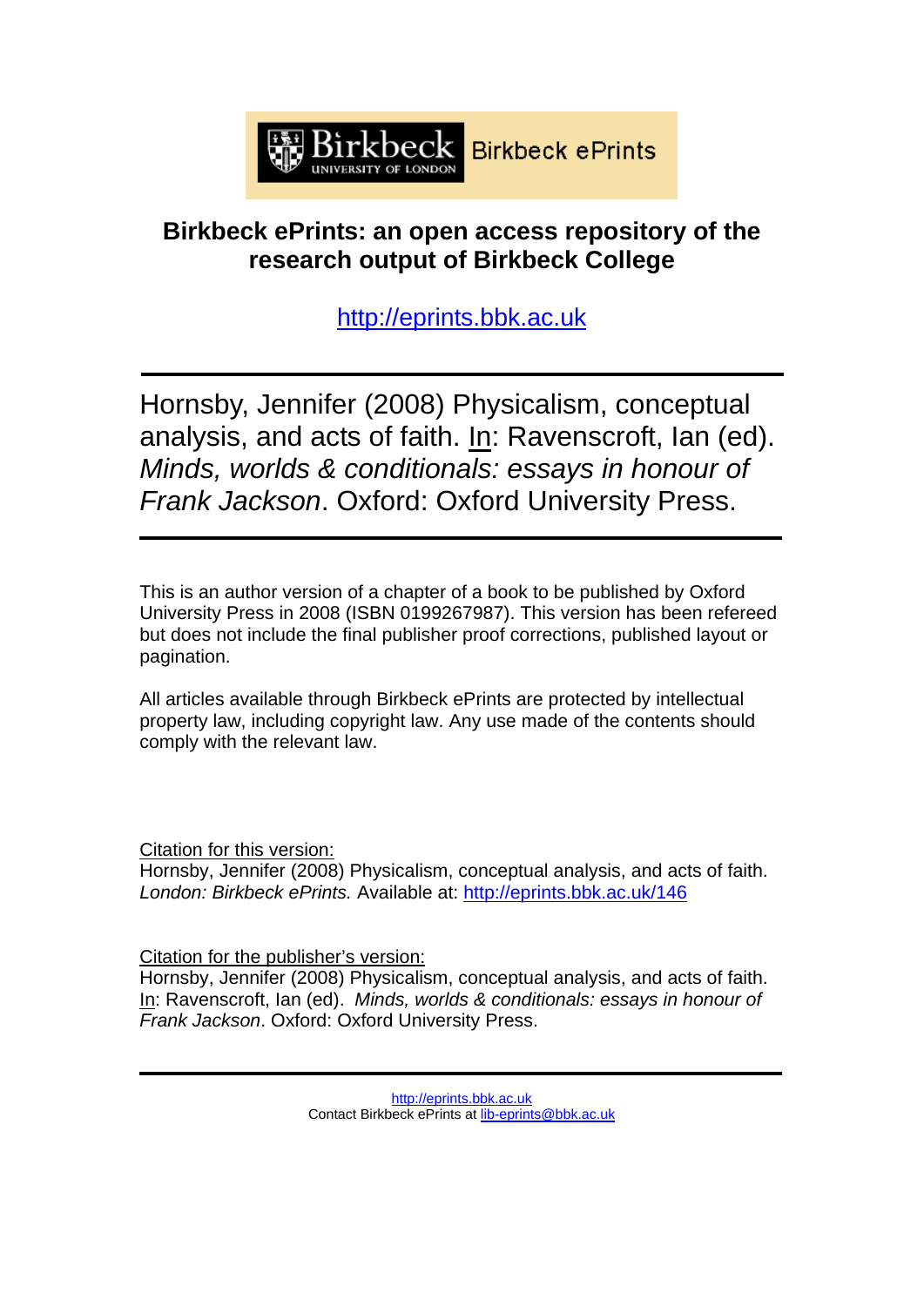Birkbeck University of London | Birkbeck ePrints

**Birkbeck ePrints: an open access repository of the research output of Birkbeck College**

http://eprints.bbk.ac.uk

---

Hornsby, Jennifer (2008) Physicalism, conceptual analysis, and acts of faith. In: Ravenscroft, Ian (ed). *Minds, worlds & conditionals: essays in honour of Frank Jackson*. Oxford: Oxford University Press.

---

This is an author version of a chapter of a book to be published by Oxford University Press in 2008 (ISBN 0199267987). This version has been refereed but does not include the final publisher proof corrections, published layout or pagination.

All articles available through Birkbeck ePrints are protected by intellectual property law, including copyright law. Any use made of the contents should comply with the relevant law.

Citation for this version:
Hornsby, Jennifer (2008) Physicalism, conceptual analysis, and acts of faith. *London: Birkbeck ePrints.* Available at: http://eprints.bbk.ac.uk/146

Citation for the publisher's version:
Hornsby, Jennifer (2008) Physicalism, conceptual analysis, and acts of faith. In: Ravenscroft, Ian (ed). *Minds, worlds & conditionals: essays in honour of Frank Jackson*. Oxford: Oxford University Press.

---

http://eprints.bbk.ac.uk
Contact Birkbeck ePrints at lib-eprints@bbk.ac.uk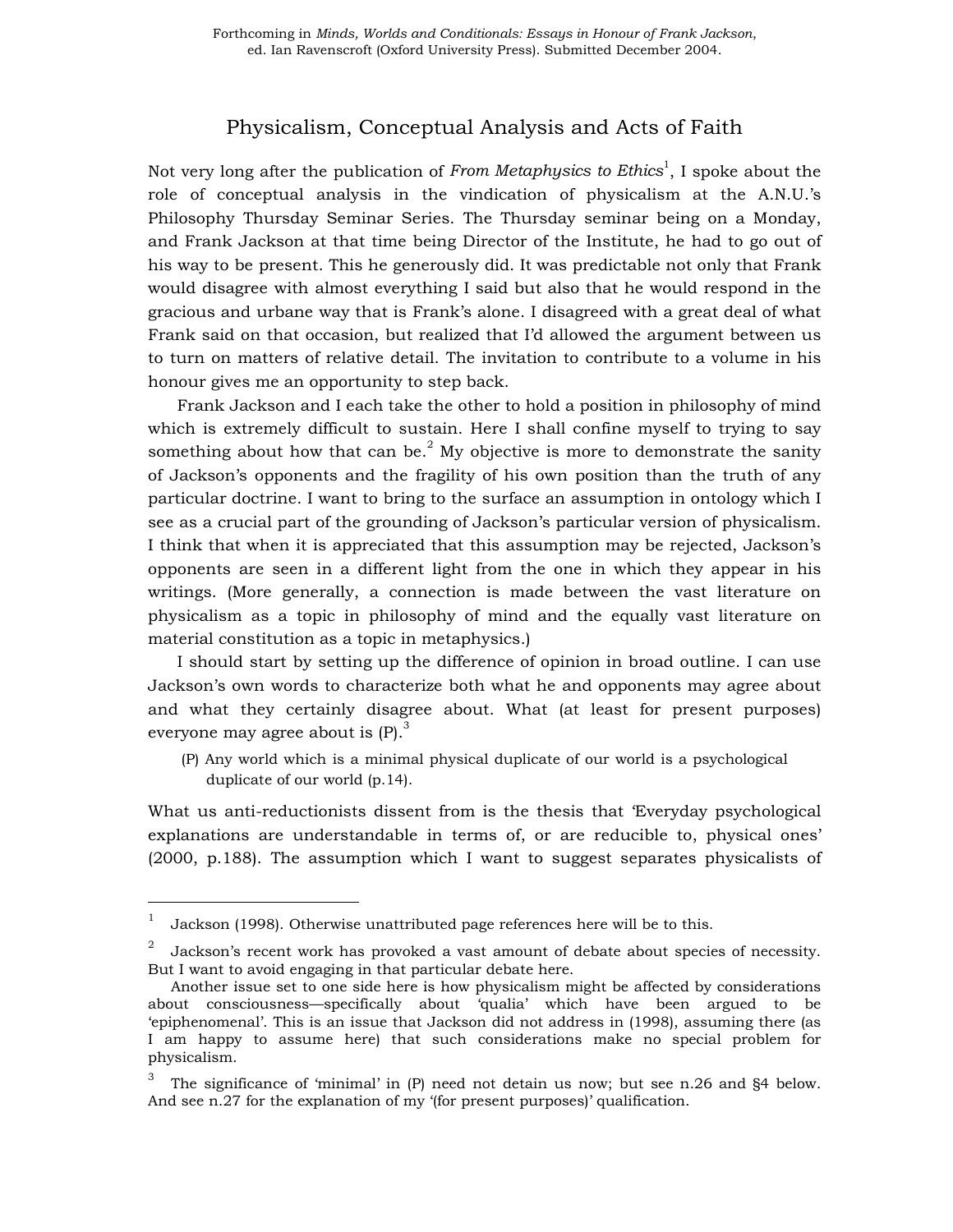Forthcoming in *Minds, Worlds and Conditionals: Essays in Honour of Frank Jackson*, ed. Ian Ravenscroft (Oxford University Press). Submitted December 2004.

# Physicalism, Conceptual Analysis and Acts of Faith

Not very long after the publication of *From Metaphysics to Ethics*[1], I spoke about the role of conceptual analysis in the vindication of physicalism at the A.N.U.'s Philosophy Thursday Seminar Series. The Thursday seminar being on a Monday, and Frank Jackson at that time being Director of the Institute, he had to go out of his way to be present. This he generously did. It was predictable not only that Frank would disagree with almost everything I said but also that he would respond in the gracious and urbane way that is Frank's alone. I disagreed with a great deal of what Frank said on that occasion, but realized that I'd allowed the argument between us to turn on matters of relative detail. The invitation to contribute to a volume in his honour gives me an opportunity to step back.

Frank Jackson and I each take the other to hold a position in philosophy of mind which is extremely difficult to sustain. Here I shall confine myself to trying to say something about how that can be.[2] My objective is more to demonstrate the sanity of Jackson's opponents and the fragility of his own position than the truth of any particular doctrine. I want to bring to the surface an assumption in ontology which I see as a crucial part of the grounding of Jackson's particular version of physicalism. I think that when it is appreciated that this assumption may be rejected, Jackson's opponents are seen in a different light from the one in which they appear in his writings. (More generally, a connection is made between the vast literature on physicalism as a topic in philosophy of mind and the equally vast literature on material constitution as a topic in metaphysics.)

I should start by setting up the difference of opinion in broad outline. I can use Jackson's own words to characterize both what he and opponents may agree about and what they certainly disagree about. What (at least for present purposes) everyone may agree about is (P).[3]

> (P) Any world which is a minimal physical duplicate of our world is a psychological duplicate of our world (p.14).

What us anti-reductionists dissent from is the thesis that 'Everyday psychological explanations are understandable in terms of, or are reducible to, physical ones' (2000, p.188). The assumption which I want to suggest separates physicalists of

---

[1] Jackson (1998). Otherwise unattributed page references here will be to this.

[2] Jackson's recent work has provoked a vast amount of debate about species of necessity. But I want to avoid engaging in that particular debate here.

Another issue set to one side here is how physicalism might be affected by considerations about consciousness—specifically about 'qualia' which have been argued to be 'epiphenomenal'. This is an issue that Jackson did not address in (1998), assuming there (as I am happy to assume here) that such considerations make no special problem for physicalism.

[3] The significance of 'minimal' in (P) need not detain us now; but see n.26 and §4 below. And see n.27 for the explanation of my '(for present purposes)' qualification.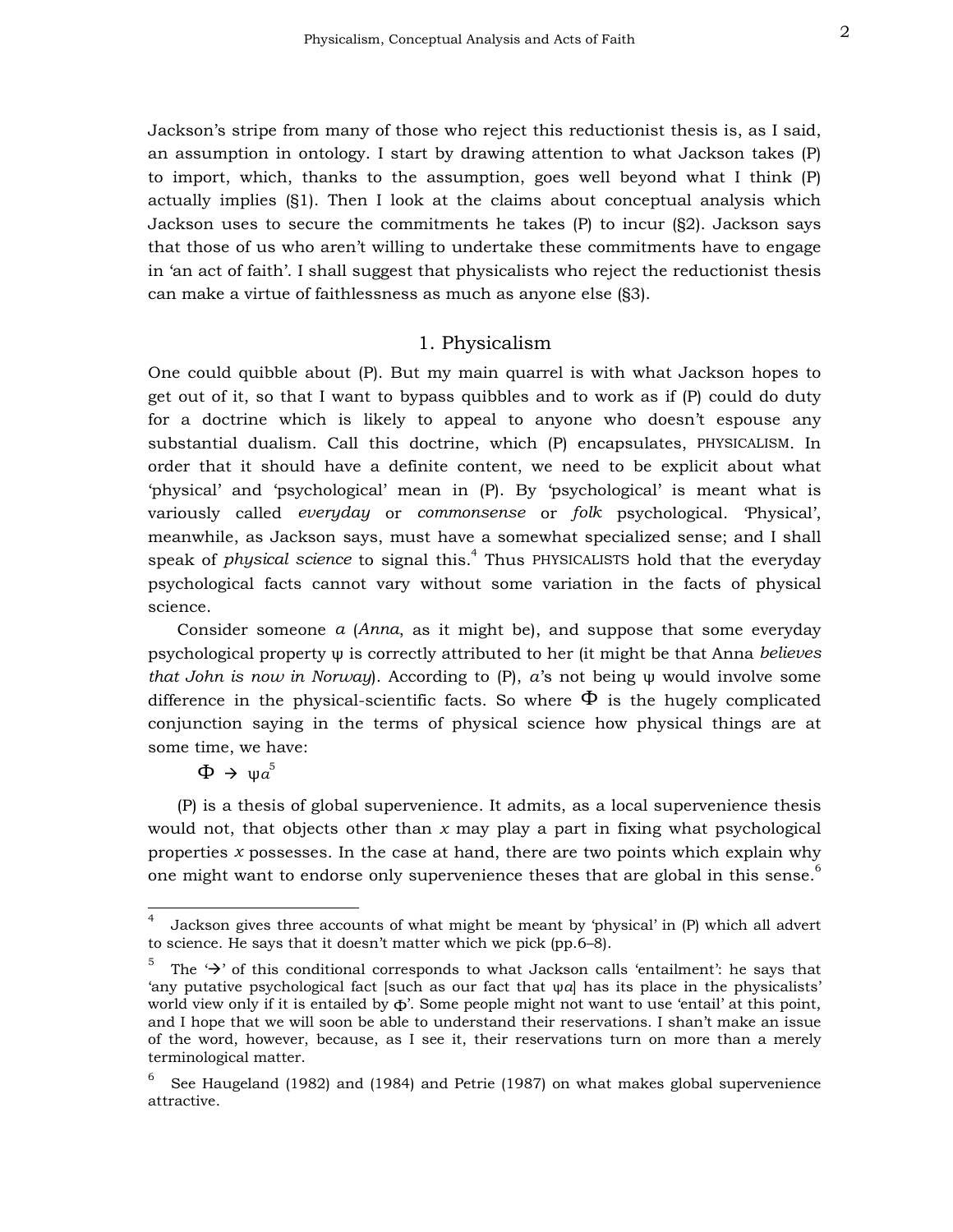Jackson's stripe from many of those who reject this reductionist thesis is, as I said, an assumption in ontology. I start by drawing attention to what Jackson takes (P) to import, which, thanks to the assumption, goes well beyond what I think (P) actually implies (§1). Then I look at the claims about conceptual analysis which Jackson uses to secure the commitments he takes (P) to incur (§2). Jackson says that those of us who aren't willing to undertake these commitments have to engage in 'an act of faith'. I shall suggest that physicalists who reject the reductionist thesis can make a virtue of faithlessness as much as anyone else (§3).

## 1. Physicalism

One could quibble about (P). But my main quarrel is with what Jackson hopes to get out of it, so that I want to bypass quibbles and to work as if (P) could do duty for a doctrine which is likely to appeal to anyone who doesn't espouse any substantial dualism. Call this doctrine, which (P) encapsulates, PHYSICALISM. In order that it should have a definite content, we need to be explicit about what 'physical' and 'psychological' mean in (P). By 'psychological' is meant what is variously called *everyday* or *commonsense* or *folk* psychological. 'Physical', meanwhile, as Jackson says, must have a somewhat specialized sense; and I shall speak of *physical science* to signal this.[4] Thus PHYSICALISTS hold that the everyday psychological facts cannot vary without some variation in the facts of physical science.

Consider someone $a$ (*Anna*, as it might be), and suppose that some everyday psychological property $\psi$ is correctly attributed to her (it might be that Anna *believes that John is now in Norway*). According to (P), $a$'s not being $\psi$ would involve some difference in the physical-scientific facts. So where $\Phi$ is the hugely complicated conjunction saying in the terms of physical science how physical things are at some time, we have:

$\Phi \rightarrow \psi a$[5]

(P) is a thesis of global supervenience. It admits, as a local supervenience thesis would not, that objects other than $x$ may play a part in fixing what psychological properties $x$ possesses. In the case at hand, there are two points which explain why one might want to endorse only supervenience theses that are global in this sense.[6]

---

4 Jackson gives three accounts of what might be meant by 'physical' in (P) which all advert to science. He says that it doesn't matter which we pick (pp.6–8).

5 The '$\rightarrow$' of this conditional corresponds to what Jackson calls 'entailment': he says that 'any putative psychological fact [such as our fact that $\psi a$] has its place in the physicalists' world view only if it is entailed by $\Phi$'. Some people might not want to use 'entail' at this point, and I hope that we will soon be able to understand their reservations. I shan't make an issue of the word, however, because, as I see it, their reservations turn on more than a merely terminological matter.

6 See Haugeland (1982) and (1984) and Petrie (1987) on what makes global supervenience attractive.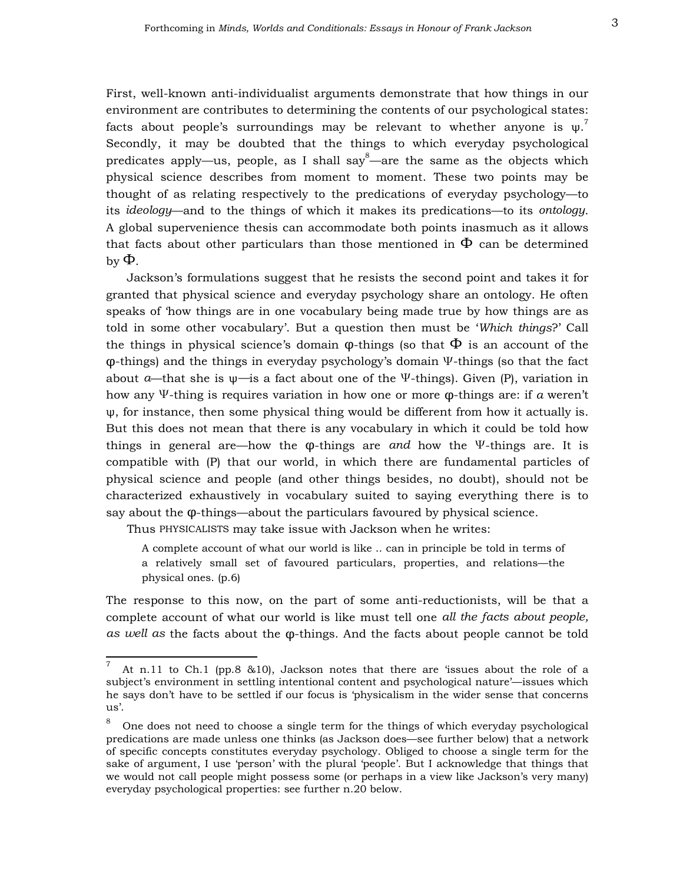First, well-known anti-individualist arguments demonstrate that how things in our environment are contributes to determining the contents of our psychological states: facts about people's surroundings may be relevant to whether anyone is $\psi$.[7] Secondly, it may be doubted that the things to which everyday psychological predicates apply—us, people, as I shall say[8]—are the same as the objects which physical science describes from moment to moment. These two points may be thought of as relating respectively to the predications of everyday psychology—to its *ideology*—and to the things of which it makes its predications—to its *ontology*. A global supervenience thesis can accommodate both points inasmuch as it allows that facts about other particulars than those mentioned in $\Phi$ can be determined by $\Phi$.

Jackson's formulations suggest that he resists the second point and takes it for granted that physical science and everyday psychology share an ontology. He often speaks of 'how things are in one vocabulary being made true by how things are as told in some other vocabulary'. But a question then must be '*Which things*?' Call the things in physical science's domain $\varphi$-things (so that $\Phi$ is an account of the $\varphi$-things) and the things in everyday psychology's domain $\Psi$-things (so that the fact about $a$—that she is $\psi$—is a fact about one of the $\Psi$-things). Given (P), variation in how any $\Psi$-thing is requires variation in how one or more $\varphi$-things are: if $a$ weren't $\psi$, for instance, then some physical thing would be different from how it actually is. But this does not mean that there is any vocabulary in which it could be told how things in general are—how the $\varphi$-things are *and* how the $\Psi$-things are. It is compatible with (P) that our world, in which there are fundamental particles of physical science and people (and other things besides, no doubt), should not be characterized exhaustively in vocabulary suited to saying everything there is to say about the $\varphi$-things—about the particulars favoured by physical science.

Thus PHYSICALISTS may take issue with Jackson when he writes:

> A complete account of what our world is like .. can in principle be told in terms of a relatively small set of favoured particulars, properties, and relations—the physical ones. (p.6)

The response to this now, on the part of some anti-reductionists, will be that a complete account of what our world is like must tell one *all the facts about people, as well as* the facts about the $\varphi$-things. And the facts about people cannot be told

---

[7] At n.11 to Ch.1 (pp.8 &10), Jackson notes that there are 'issues about the role of a subject's environment in settling intentional content and psychological nature'—issues which he says don't have to be settled if our focus is 'physicalism in the wider sense that concerns us'.

[8] One does not need to choose a single term for the things of which everyday psychological predications are made unless one thinks (as Jackson does—see further below) that a network of specific concepts constitutes everyday psychology. Obliged to choose a single term for the sake of argument, I use 'person' with the plural 'people'. But I acknowledge that things that we would not call people might possess some (or perhaps in a view like Jackson's very many) everyday psychological properties: see further n.20 below.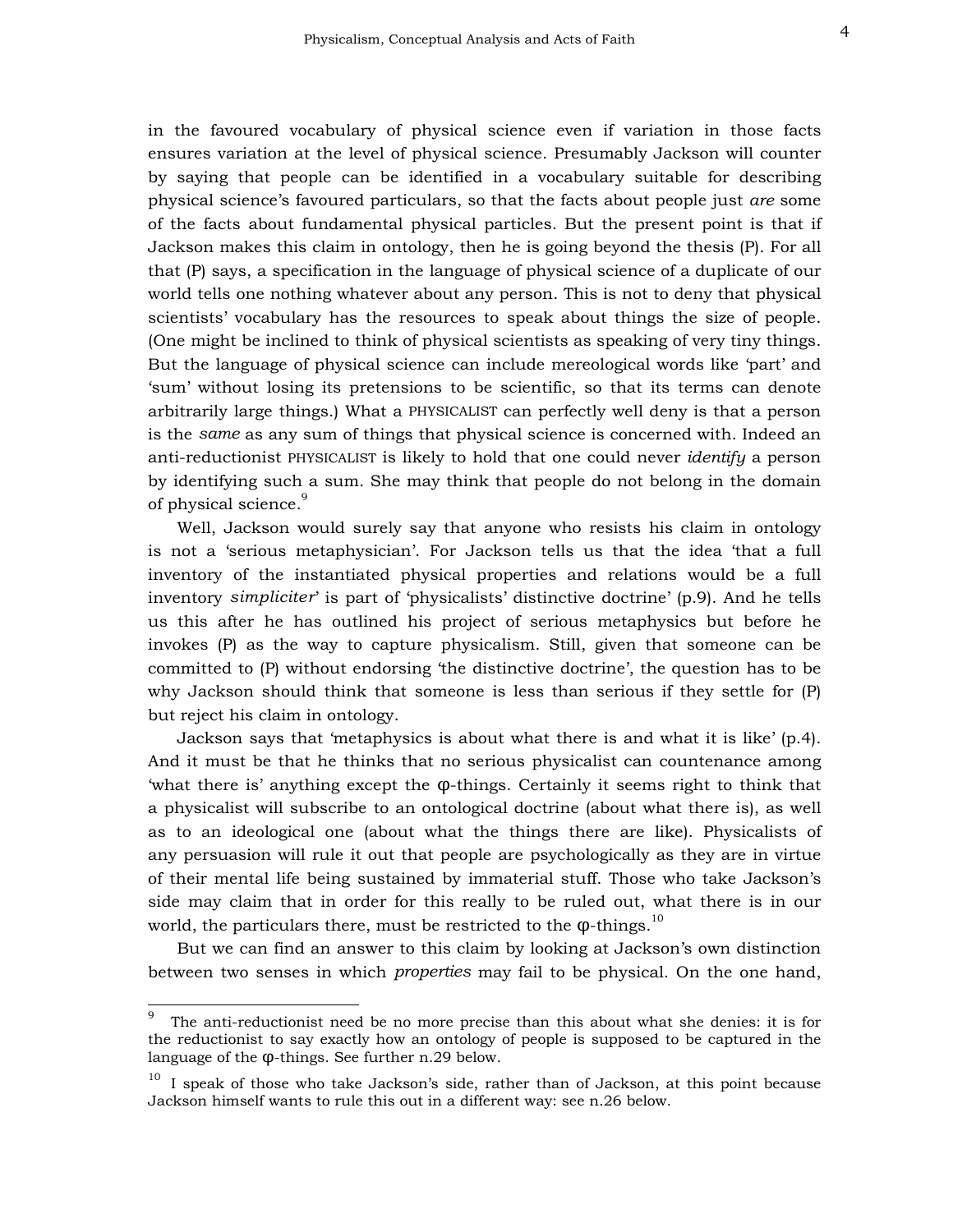in the favoured vocabulary of physical science even if variation in those facts ensures variation at the level of physical science. Presumably Jackson will counter by saying that people can be identified in a vocabulary suitable for describing physical science's favoured particulars, so that the facts about people just *are* some of the facts about fundamental physical particles. But the present point is that if Jackson makes this claim in ontology, then he is going beyond the thesis (P). For all that (P) says, a specification in the language of physical science of a duplicate of our world tells one nothing whatever about any person. This is not to deny that physical scientists' vocabulary has the resources to speak about things the size of people. (One might be inclined to think of physical scientists as speaking of very tiny things. But the language of physical science can include mereological words like 'part' and 'sum' without losing its pretensions to be scientific, so that its terms can denote arbitrarily large things.) What a PHYSICALIST can perfectly well deny is that a person is the *same* as any sum of things that physical science is concerned with. Indeed an anti-reductionist PHYSICALIST is likely to hold that one could never *identify* a person by identifying such a sum. She may think that people do not belong in the domain of physical science.[9]

Well, Jackson would surely say that anyone who resists his claim in ontology is not a 'serious metaphysician'. For Jackson tells us that the idea 'that a full inventory of the instantiated physical properties and relations would be a full inventory *simpliciter*' is part of 'physicalists' distinctive doctrine' (p.9). And he tells us this after he has outlined his project of serious metaphysics but before he invokes (P) as the way to capture physicalism. Still, given that someone can be committed to (P) without endorsing 'the distinctive doctrine', the question has to be why Jackson should think that someone is less than serious if they settle for (P) but reject his claim in ontology.

Jackson says that 'metaphysics is about what there is and what it is like' (p.4). And it must be that he thinks that no serious physicalist can countenance among 'what there is' anything except the φ-things. Certainly it seems right to think that a physicalist will subscribe to an ontological doctrine (about what there is), as well as to an ideological one (about what the things there are like). Physicalists of any persuasion will rule it out that people are psychologically as they are in virtue of their mental life being sustained by immaterial stuff. Those who take Jackson's side may claim that in order for this really to be ruled out, what there is in our world, the particulars there, must be restricted to the φ-things.[10]

But we can find an answer to this claim by looking at Jackson's own distinction between two senses in which *properties* may fail to be physical. On the one hand,

---

[9] The anti-reductionist need be no more precise than this about what she denies: it is for the reductionist to say exactly how an ontology of people is supposed to be captured in the language of the φ-things. See further n.29 below.

[10] I speak of those who take Jackson's side, rather than of Jackson, at this point because Jackson himself wants to rule this out in a different way: see n.26 below.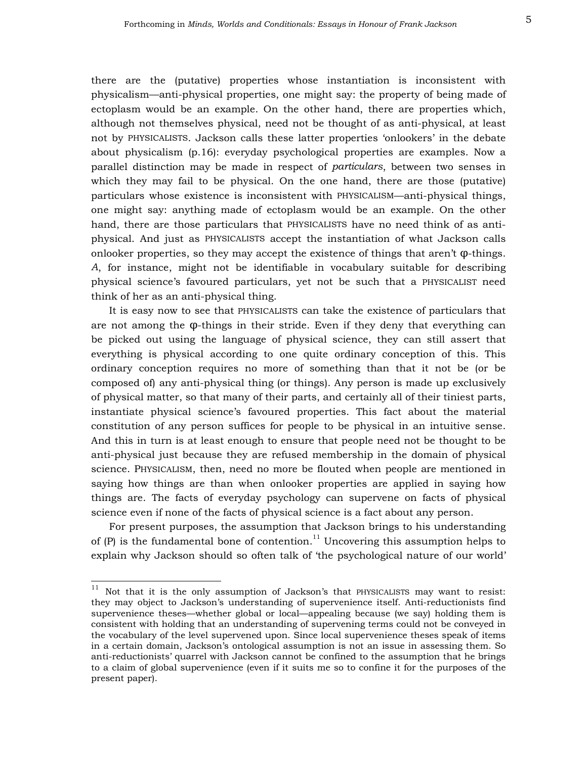there are the (putative) properties whose instantiation is inconsistent with physicalism—anti-physical properties, one might say: the property of being made of ectoplasm would be an example. On the other hand, there are properties which, although not themselves physical, need not be thought of as anti-physical, at least not by PHYSICALISTS. Jackson calls these latter properties 'onlookers' in the debate about physicalism (p.16): everyday psychological properties are examples. Now a parallel distinction may be made in respect of *particulars*, between two senses in which they may fail to be physical. On the one hand, there are those (putative) particulars whose existence is inconsistent with PHYSICALISM—anti-physical things, one might say: anything made of ectoplasm would be an example. On the other hand, there are those particulars that PHYSICALISTS have no need think of as anti-physical. And just as PHYSICALISTS accept the instantiation of what Jackson calls onlooker properties, so they may accept the existence of things that aren't φ-things. *A*, for instance, might not be identifiable in vocabulary suitable for describing physical science's favoured particulars, yet not be such that a PHYSICALIST need think of her as an anti-physical thing.

It is easy now to see that PHYSICALISTS can take the existence of particulars that are not among the φ-things in their stride. Even if they deny that everything can be picked out using the language of physical science, they can still assert that everything is physical according to one quite ordinary conception of this. This ordinary conception requires no more of something than that it not be (or be composed of) any anti-physical thing (or things). Any person is made up exclusively of physical matter, so that many of their parts, and certainly all of their tiniest parts, instantiate physical science's favoured properties. This fact about the material constitution of any person suffices for people to be physical in an intuitive sense. And this in turn is at least enough to ensure that people need not be thought to be anti-physical just because they are refused membership in the domain of physical science. PHYSICALISM, then, need no more be flouted when people are mentioned in saying how things are than when onlooker properties are applied in saying how things are. The facts of everyday psychology can supervene on facts of physical science even if none of the facts of physical science is a fact about any person.

For present purposes, the assumption that Jackson brings to his understanding of (P) is the fundamental bone of contention.[11] Uncovering this assumption helps to explain why Jackson should so often talk of 'the psychological nature of our world'

[11] Not that it is the only assumption of Jackson's that PHYSICALISTS may want to resist: they may object to Jackson's understanding of supervenience itself. Anti-reductionists find supervenience theses—whether global or local—appealing because (we say) holding them is consistent with holding that an understanding of supervening terms could not be conveyed in the vocabulary of the level supervened upon. Since local supervenience theses speak of items in a certain domain, Jackson's ontological assumption is not an issue in assessing them. So anti-reductionists' quarrel with Jackson cannot be confined to the assumption that he brings to a claim of global supervenience (even if it suits me so to confine it for the purposes of the present paper).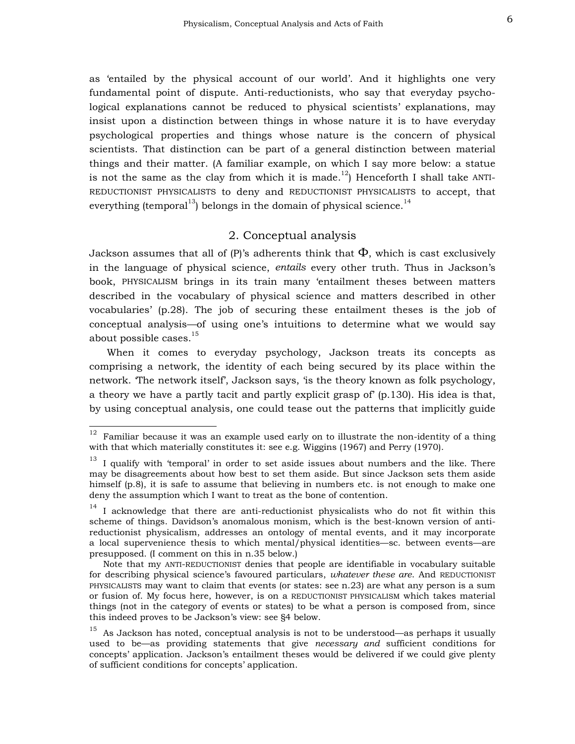as 'entailed by the physical account of our world'. And it highlights one very fundamental point of dispute. Anti-reductionists, who say that everyday psychological explanations cannot be reduced to physical scientists' explanations, may insist upon a distinction between things in whose nature it is to have everyday psychological properties and things whose nature is the concern of physical scientists. That distinction can be part of a general distinction between material things and their matter. (A familiar example, on which I say more below: a statue is not the same as the clay from which it is made.[12]) Henceforth I shall take ANTI-REDUCTIONIST PHYSICALISTS to deny and REDUCTIONIST PHYSICALISTS to accept, that everything (temporal[13]) belongs in the domain of physical science.[14]

## 2. Conceptual analysis

Jackson assumes that all of (P)'s adherents think that $\Phi$, which is cast exclusively in the language of physical science, *entails* every other truth. Thus in Jackson's book, PHYSICALISM brings in its train many 'entailment theses between matters described in the vocabulary of physical science and matters described in other vocabularies' (p.28). The job of securing these entailment theses is the job of conceptual analysis—of using one's intuitions to determine what we would say about possible cases.[15]

When it comes to everyday psychology, Jackson treats its concepts as comprising a network, the identity of each being secured by its place within the network. 'The network itself', Jackson says, 'is the theory known as folk psychology, a theory we have a partly tacit and partly explicit grasp of' (p.130). His idea is that, by using conceptual analysis, one could tease out the patterns that implicitly guide

---

[12] Familiar because it was an example used early on to illustrate the non-identity of a thing with that which materially constitutes it: see e.g. Wiggins (1967) and Perry (1970).

[13] I qualify with 'temporal' in order to set aside issues about numbers and the like. There may be disagreements about how best to set them aside. But since Jackson sets them aside himself (p.8), it is safe to assume that believing in numbers etc. is not enough to make one deny the assumption which I want to treat as the bone of contention.

[14] I acknowledge that there are anti-reductionist physicalists who do not fit within this scheme of things. Davidson's anomalous monism, which is the best-known version of anti-reductionist physicalism, addresses an ontology of mental events, and it may incorporate a local supervenience thesis to which mental/physical identities—sc. between events—are presupposed. (I comment on this in n.35 below.)

Note that my ANTI-REDUCTIONIST denies that people are identifiable in vocabulary suitable for describing physical science's favoured particulars, *whatever these are*. And REDUCTIONIST PHYSICALISTS may want to claim that events (or states: see n.23) are what any person is a sum or fusion of. My focus here, however, is on a REDUCTIONIST PHYSICALISM which takes material things (not in the category of events or states) to be what a person is composed from, since this indeed proves to be Jackson's view: see §4 below.

[15] As Jackson has noted, conceptual analysis is not to be understood—as perhaps it usually used to be—as providing statements that give *necessary and* sufficient conditions for concepts' application. Jackson's entailment theses would be delivered if we could give plenty of sufficient conditions for concepts' application.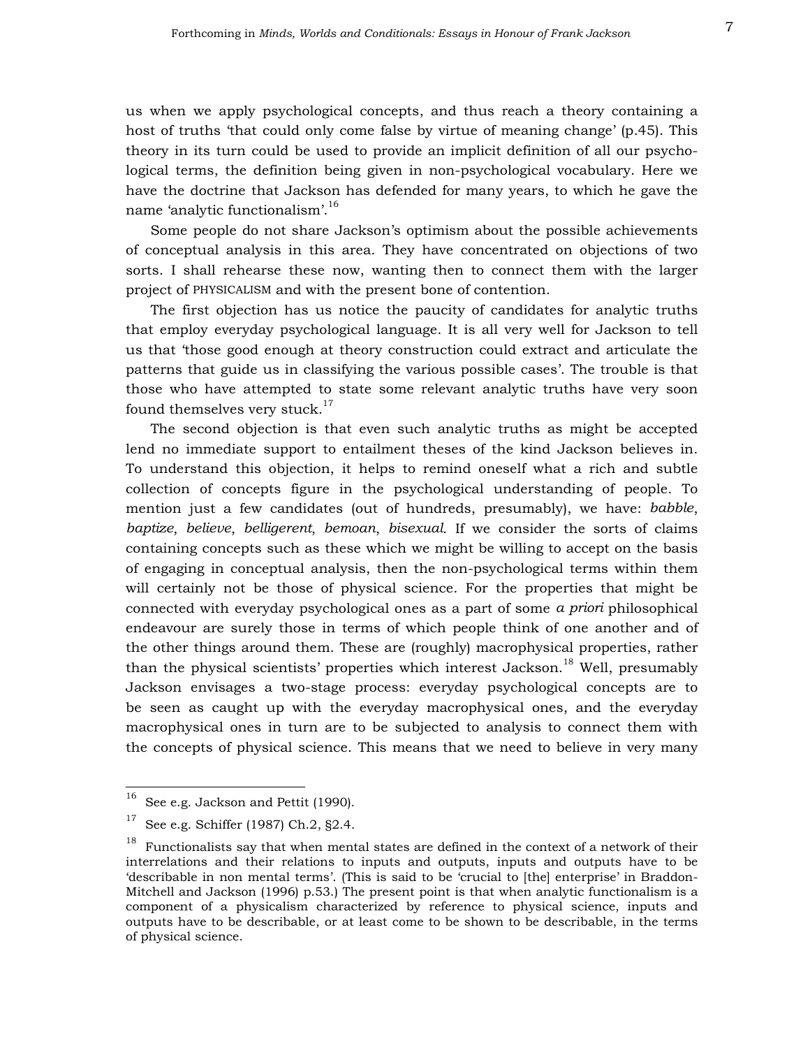us when we apply psychological concepts, and thus reach a theory containing a host of truths 'that could only come false by virtue of meaning change' (p.45). This theory in its turn could be used to provide an implicit definition of all our psychological terms, the definition being given in non-psychological vocabulary. Here we have the doctrine that Jackson has defended for many years, to which he gave the name 'analytic functionalism'.[16]

Some people do not share Jackson's optimism about the possible achievements of conceptual analysis in this area. They have concentrated on objections of two sorts. I shall rehearse these now, wanting then to connect them with the larger project of PHYSICALISM and with the present bone of contention.

The first objection has us notice the paucity of candidates for analytic truths that employ everyday psychological language. It is all very well for Jackson to tell us that 'those good enough at theory construction could extract and articulate the patterns that guide us in classifying the various possible cases'. The trouble is that those who have attempted to state some relevant analytic truths have very soon found themselves very stuck.[17]

The second objection is that even such analytic truths as might be accepted lend no immediate support to entailment theses of the kind Jackson believes in. To understand this objection, it helps to remind oneself what a rich and subtle collection of concepts figure in the psychological understanding of people. To mention just a few candidates (out of hundreds, presumably), we have: *babble*, *baptize*, *believe*, *belligerent*, *bemoan*, *bisexual*. If we consider the sorts of claims containing concepts such as these which we might be willing to accept on the basis of engaging in conceptual analysis, then the non-psychological terms within them will certainly not be those of physical science. For the properties that might be connected with everyday psychological ones as a part of some *a priori* philosophical endeavour are surely those in terms of which people think of one another and of the other things around them. These are (roughly) macrophysical properties, rather than the physical scientists' properties which interest Jackson.[18] Well, presumably Jackson envisages a two-stage process: everyday psychological concepts are to be seen as caught up with the everyday macrophysical ones, and the everyday macrophysical ones in turn are to be subjected to analysis to connect them with the concepts of physical science. This means that we need to believe in very many

---

[16] See e.g. Jackson and Pettit (1990).

[17] See e.g. Schiffer (1987) Ch.2, §2.4.

[18] Functionalists say that when mental states are defined in the context of a network of their interrelations and their relations to inputs and outputs, inputs and outputs have to be 'describable in non mental terms'. (This is said to be 'crucial to [the] enterprise' in Braddon-Mitchell and Jackson (1996) p.53.) The present point is that when analytic functionalism is a component of a physicalism characterized by reference to physical science, inputs and outputs have to be describable, or at least come to be shown to be describable, in the terms of physical science.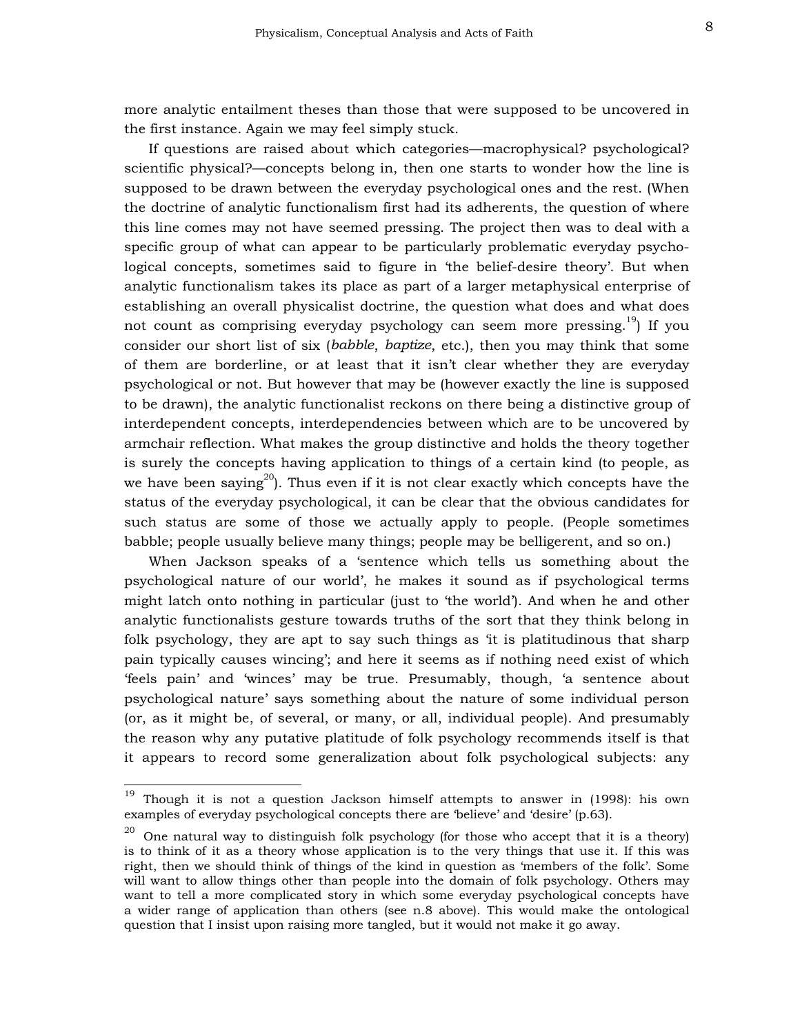more analytic entailment theses than those that were supposed to be uncovered in the first instance. Again we may feel simply stuck.

If questions are raised about which categories—macrophysical? psychological? scientific physical?—concepts belong in, then one starts to wonder how the line is supposed to be drawn between the everyday psychological ones and the rest. (When the doctrine of analytic functionalism first had its adherents, the question of where this line comes may not have seemed pressing. The project then was to deal with a specific group of what can appear to be particularly problematic everyday psychological concepts, sometimes said to figure in 'the belief-desire theory'. But when analytic functionalism takes its place as part of a larger metaphysical enterprise of establishing an overall physicalist doctrine, the question what does and what does not count as comprising everyday psychology can seem more pressing.[19]) If you consider our short list of six (*babble*, *baptize*, etc.), then you may think that some of them are borderline, or at least that it isn't clear whether they are everyday psychological or not. But however that may be (however exactly the line is supposed to be drawn), the analytic functionalist reckons on there being a distinctive group of interdependent concepts, interdependencies between which are to be uncovered by armchair reflection. What makes the group distinctive and holds the theory together is surely the concepts having application to things of a certain kind (to people, as we have been saying[20]). Thus even if it is not clear exactly which concepts have the status of the everyday psychological, it can be clear that the obvious candidates for such status are some of those we actually apply to people. (People sometimes babble; people usually believe many things; people may be belligerent, and so on.)

When Jackson speaks of a 'sentence which tells us something about the psychological nature of our world', he makes it sound as if psychological terms might latch onto nothing in particular (just to 'the world'). And when he and other analytic functionalists gesture towards truths of the sort that they think belong in folk psychology, they are apt to say such things as 'it is platitudinous that sharp pain typically causes wincing'; and here it seems as if nothing need exist of which 'feels pain' and 'winces' may be true. Presumably, though, 'a sentence about psychological nature' says something about the nature of some individual person (or, as it might be, of several, or many, or all, individual people). And presumably the reason why any putative platitude of folk psychology recommends itself is that it appears to record some generalization about folk psychological subjects: any

---

[19] Though it is not a question Jackson himself attempts to answer in (1998): his own examples of everyday psychological concepts there are 'believe' and 'desire' (p.63).

[20] One natural way to distinguish folk psychology (for those who accept that it is a theory) is to think of it as a theory whose application is to the very things that use it. If this was right, then we should think of things of the kind in question as 'members of the folk'. Some will want to allow things other than people into the domain of folk psychology. Others may want to tell a more complicated story in which some everyday psychological concepts have a wider range of application than others (see n.8 above). This would make the ontological question that I insist upon raising more tangled, but it would not make it go away.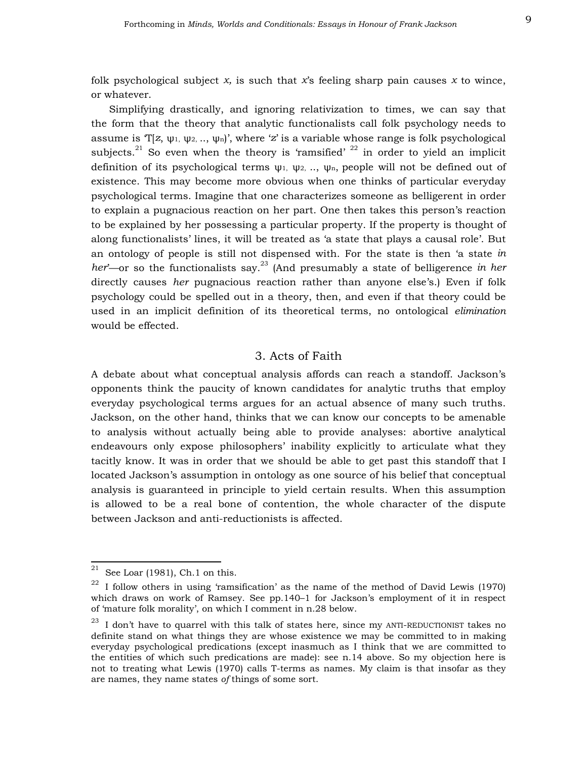folk psychological subject *x,* is such that *x*'s feeling sharp pain causes *x* to wince, or whatever.

Simplifying drastically, and ignoring relativization to times, we can say that the form that the theory that analytic functionalists call folk psychology needs to assume is 'T[$z$, $\psi_1$, $\psi_2$, .., $\psi_n$)', where '$z$' is a variable whose range is folk psychological subjects.[21] So even when the theory is 'ramsified' [22] in order to yield an implicit definition of its psychological terms $\psi_1$, $\psi_2$, .., $\psi_n$, people will not be defined out of existence. This may become more obvious when one thinks of particular everyday psychological terms. Imagine that one characterizes someone as belligerent in order to explain a pugnacious reaction on her part. One then takes this person's reaction to be explained by her possessing a particular property. If the property is thought of along functionalists' lines, it will be treated as 'a state that plays a causal role'. But an ontology of people is still not dispensed with. For the state is then 'a state *in her*'—or so the functionalists say.[23] (And presumably a state of belligerence *in her* directly causes *her* pugnacious reaction rather than anyone else's.) Even if folk psychology could be spelled out in a theory, then, and even if that theory could be used in an implicit definition of its theoretical terms, no ontological *elimination* would be effected.

## 3. Acts of Faith

A debate about what conceptual analysis affords can reach a standoff. Jackson's opponents think the paucity of known candidates for analytic truths that employ everyday psychological terms argues for an actual absence of many such truths. Jackson, on the other hand, thinks that we can know our concepts to be amenable to analysis without actually being able to provide analyses: abortive analytical endeavours only expose philosophers' inability explicitly to articulate what they tacitly know. It was in order that we should be able to get past this standoff that I located Jackson's assumption in ontology as one source of his belief that conceptual analysis is guaranteed in principle to yield certain results. When this assumption is allowed to be a real bone of contention, the whole character of the dispute between Jackson and anti-reductionists is affected.

---

[21] See Loar (1981), Ch.1 on this.

[22] I follow others in using 'ramsification' as the name of the method of David Lewis (1970) which draws on work of Ramsey. See pp.140–1 for Jackson's employment of it in respect of 'mature folk morality', on which I comment in n.28 below.

[23] I don't have to quarrel with this talk of states here, since my ANTI-REDUCTIONIST takes no definite stand on what things they are whose existence we may be committed to in making everyday psychological predications (except inasmuch as I think that we are committed to the entities of which such predications are made): see n.14 above. So my objection here is not to treating what Lewis (1970) calls T-terms as names. My claim is that insofar as they are names, they name states *of* things of some sort.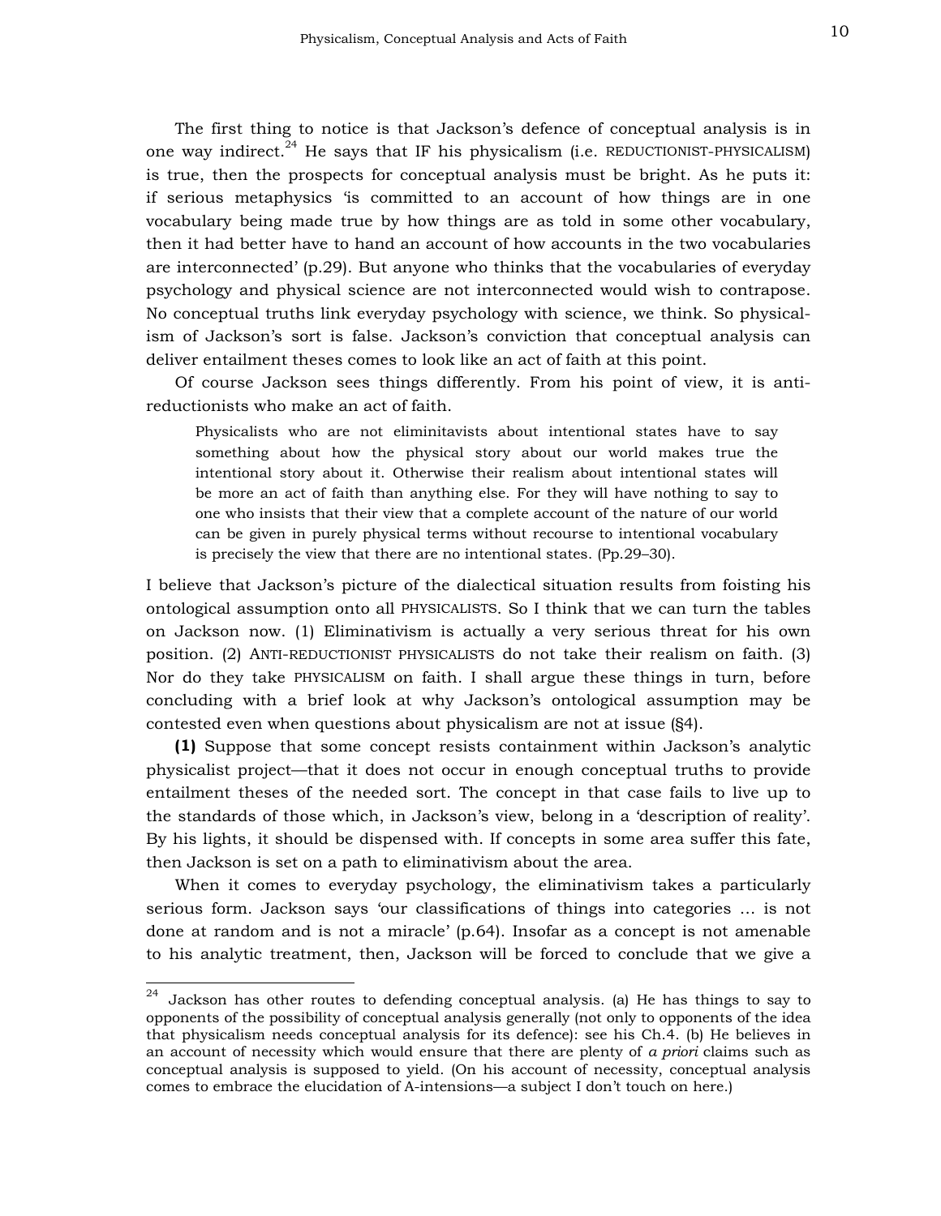The first thing to notice is that Jackson's defence of conceptual analysis is in one way indirect.[24] He says that IF his physicalism (i.e. REDUCTIONIST-PHYSICALISM) is true, then the prospects for conceptual analysis must be bright. As he puts it: if serious metaphysics 'is committed to an account of how things are in one vocabulary being made true by how things are as told in some other vocabulary, then it had better have to hand an account of how accounts in the two vocabularies are interconnected' (p.29). But anyone who thinks that the vocabularies of everyday psychology and physical science are not interconnected would wish to contrapose. No conceptual truths link everyday psychology with science, we think. So physicalism of Jackson's sort is false. Jackson's conviction that conceptual analysis can deliver entailment theses comes to look like an act of faith at this point.

Of course Jackson sees things differently. From his point of view, it is anti-reductionists who make an act of faith.

> Physicalists who are not eliminitavists about intentional states have to say something about how the physical story about our world makes true the intentional story about it. Otherwise their realism about intentional states will be more an act of faith than anything else. For they will have nothing to say to one who insists that their view that a complete account of the nature of our world can be given in purely physical terms without recourse to intentional vocabulary is precisely the view that there are no intentional states. (Pp.29–30).

I believe that Jackson's picture of the dialectical situation results from foisting his ontological assumption onto all PHYSICALISTS. So I think that we can turn the tables on Jackson now. (1) Eliminativism is actually a very serious threat for his own position. (2) ANTI-REDUCTIONIST PHYSICALISTS do not take their realism on faith. (3) Nor do they take PHYSICALISM on faith. I shall argue these things in turn, before concluding with a brief look at why Jackson's ontological assumption may be contested even when questions about physicalism are not at issue (§4).

**(1)** Suppose that some concept resists containment within Jackson's analytic physicalist project—that it does not occur in enough conceptual truths to provide entailment theses of the needed sort. The concept in that case fails to live up to the standards of those which, in Jackson's view, belong in a 'description of reality'. By his lights, it should be dispensed with. If concepts in some area suffer this fate, then Jackson is set on a path to eliminativism about the area.

When it comes to everyday psychology, the eliminativism takes a particularly serious form. Jackson says 'our classifications of things into categories … is not done at random and is not a miracle' (p.64). Insofar as a concept is not amenable to his analytic treatment, then, Jackson will be forced to conclude that we give a

[24] Jackson has other routes to defending conceptual analysis. (a) He has things to say to opponents of the possibility of conceptual analysis generally (not only to opponents of the idea that physicalism needs conceptual analysis for its defence): see his Ch.4. (b) He believes in an account of necessity which would ensure that there are plenty of *a priori* claims such as conceptual analysis is supposed to yield. (On his account of necessity, conceptual analysis comes to embrace the elucidation of A-intensions—a subject I don't touch on here.)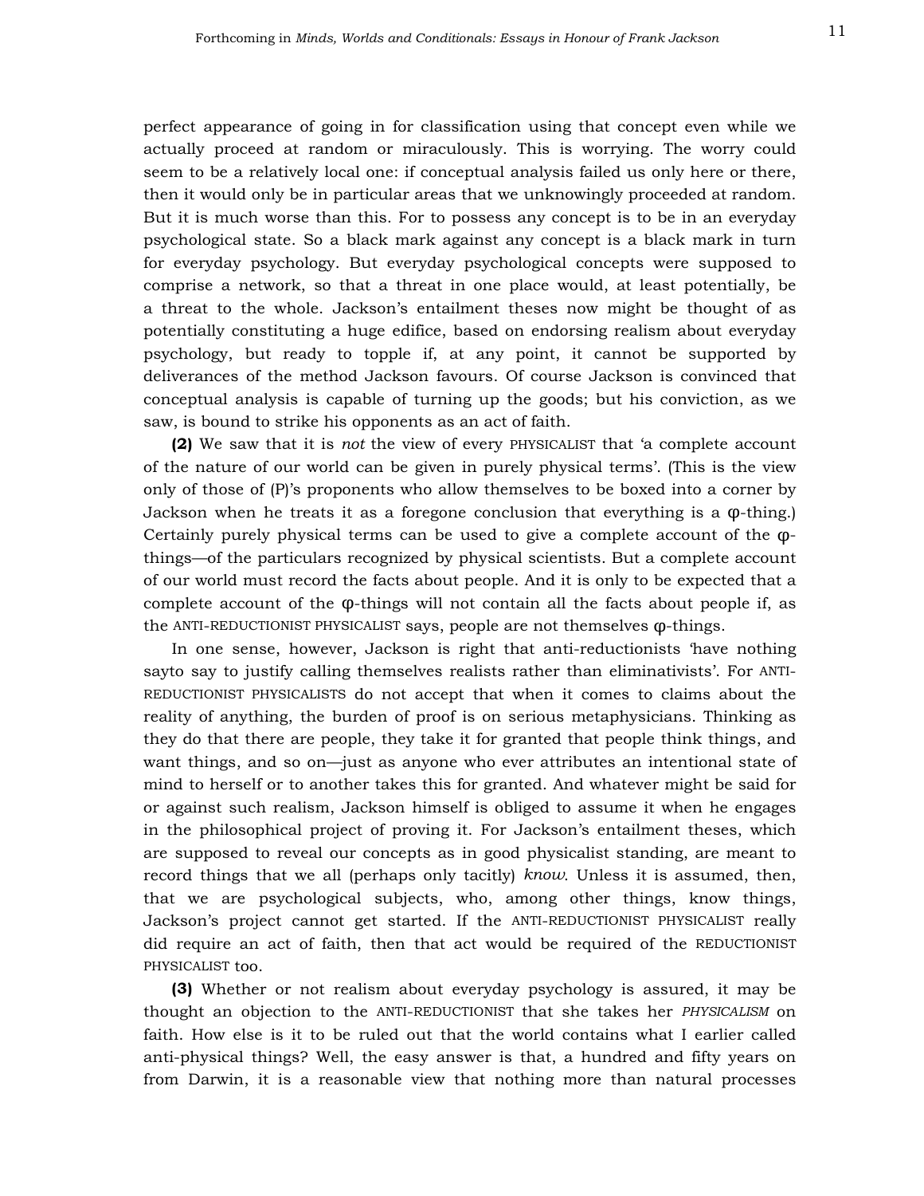perfect appearance of going in for classification using that concept even while we actually proceed at random or miraculously. This is worrying. The worry could seem to be a relatively local one: if conceptual analysis failed us only here or there, then it would only be in particular areas that we unknowingly proceeded at random. But it is much worse than this. For to possess any concept is to be in an everyday psychological state. So a black mark against any concept is a black mark in turn for everyday psychology. But everyday psychological concepts were supposed to comprise a network, so that a threat in one place would, at least potentially, be a threat to the whole. Jackson's entailment theses now might be thought of as potentially constituting a huge edifice, based on endorsing realism about everyday psychology, but ready to topple if, at any point, it cannot be supported by deliverances of the method Jackson favours. Of course Jackson is convinced that conceptual analysis is capable of turning up the goods; but his conviction, as we saw, is bound to strike his opponents as an act of faith.

**(2)** We saw that it is *not* the view of every PHYSICALIST that 'a complete account of the nature of our world can be given in purely physical terms'. (This is the view only of those of (P)'s proponents who allow themselves to be boxed into a corner by Jackson when he treats it as a foregone conclusion that everything is a φ-thing.) Certainly purely physical terms can be used to give a complete account of the φ-things—of the particulars recognized by physical scientists. But a complete account of our world must record the facts about people. And it is only to be expected that a complete account of the φ-things will not contain all the facts about people if, as the ANTI-REDUCTIONIST PHYSICALIST says, people are not themselves φ-things.

In one sense, however, Jackson is right that anti-reductionists 'have nothing sayto say to justify calling themselves realists rather than eliminativists'. For ANTI-REDUCTIONIST PHYSICALISTS do not accept that when it comes to claims about the reality of anything, the burden of proof is on serious metaphysicians. Thinking as they do that there are people, they take it for granted that people think things, and want things, and so on—just as anyone who ever attributes an intentional state of mind to herself or to another takes this for granted. And whatever might be said for or against such realism, Jackson himself is obliged to assume it when he engages in the philosophical project of proving it. For Jackson's entailment theses, which are supposed to reveal our concepts as in good physicalist standing, are meant to record things that we all (perhaps only tacitly) *know.* Unless it is assumed, then, that we are psychological subjects, who, among other things, know things, Jackson's project cannot get started. If the ANTI-REDUCTIONIST PHYSICALIST really did require an act of faith, then that act would be required of the REDUCTIONIST PHYSICALIST too.

**(3)** Whether or not realism about everyday psychology is assured, it may be thought an objection to the ANTI-REDUCTIONIST that she takes her *PHYSICALISM* on faith. How else is it to be ruled out that the world contains what I earlier called anti-physical things? Well, the easy answer is that, a hundred and fifty years on from Darwin, it is a reasonable view that nothing more than natural processes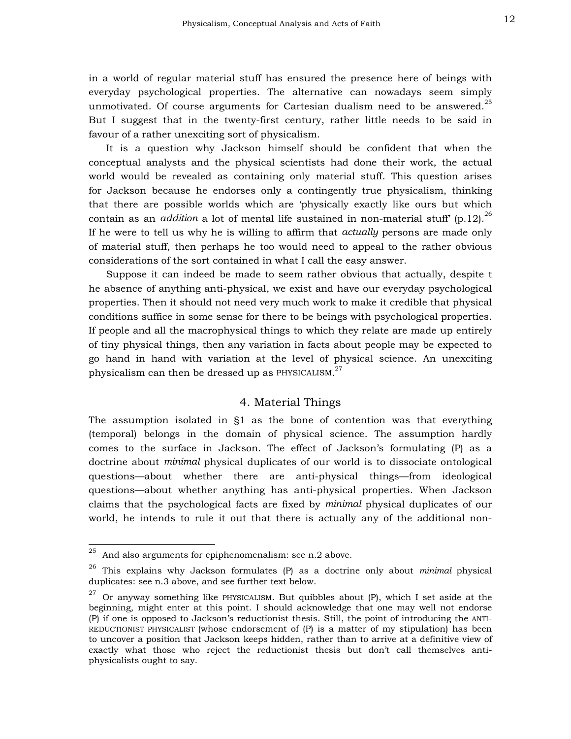in a world of regular material stuff has ensured the presence here of beings with everyday psychological properties. The alternative can nowadays seem simply unmotivated. Of course arguments for Cartesian dualism need to be answered.[25] But I suggest that in the twenty-first century, rather little needs to be said in favour of a rather unexciting sort of physicalism.

It is a question why Jackson himself should be confident that when the conceptual analysts and the physical scientists had done their work, the actual world would be revealed as containing only material stuff. This question arises for Jackson because he endorses only a contingently true physicalism, thinking that there are possible worlds which are 'physically exactly like ours but which contain as an *addition* a lot of mental life sustained in non-material stuff' (p.12).[26] If he were to tell us why he is willing to affirm that *actually* persons are made only of material stuff, then perhaps he too would need to appeal to the rather obvious considerations of the sort contained in what I call the easy answer.

Suppose it can indeed be made to seem rather obvious that actually, despite t he absence of anything anti-physical, we exist and have our everyday psychological properties. Then it should not need very much work to make it credible that physical conditions suffice in some sense for there to be beings with psychological properties. If people and all the macrophysical things to which they relate are made up entirely of tiny physical things, then any variation in facts about people may be expected to go hand in hand with variation at the level of physical science. An unexciting physicalism can then be dressed up as PHYSICALISM.[27]

## 4. Material Things

The assumption isolated in §1 as the bone of contention was that everything (temporal) belongs in the domain of physical science. The assumption hardly comes to the surface in Jackson. The effect of Jackson's formulating (P) as a doctrine about *minimal* physical duplicates of our world is to dissociate ontological questions—about whether there are anti-physical things—from ideological questions—about whether anything has anti-physical properties. When Jackson claims that the psychological facts are fixed by *minimal* physical duplicates of our world, he intends to rule it out that there is actually any of the additional non-

---

[25] And also arguments for epiphenomenalism: see n.2 above.

[26] This explains why Jackson formulates (P) as a doctrine only about *minimal* physical duplicates: see n.3 above, and see further text below.

[27] Or anyway something like PHYSICALISM. But quibbles about (P), which I set aside at the beginning, might enter at this point. I should acknowledge that one may well not endorse (P) if one is opposed to Jackson's reductionist thesis. Still, the point of introducing the ANTI-REDUCTIONIST PHYSICALIST (whose endorsement of (P) is a matter of my stipulation) has been to uncover a position that Jackson keeps hidden, rather than to arrive at a definitive view of exactly what those who reject the reductionist thesis but don't call themselves anti-physicalists ought to say.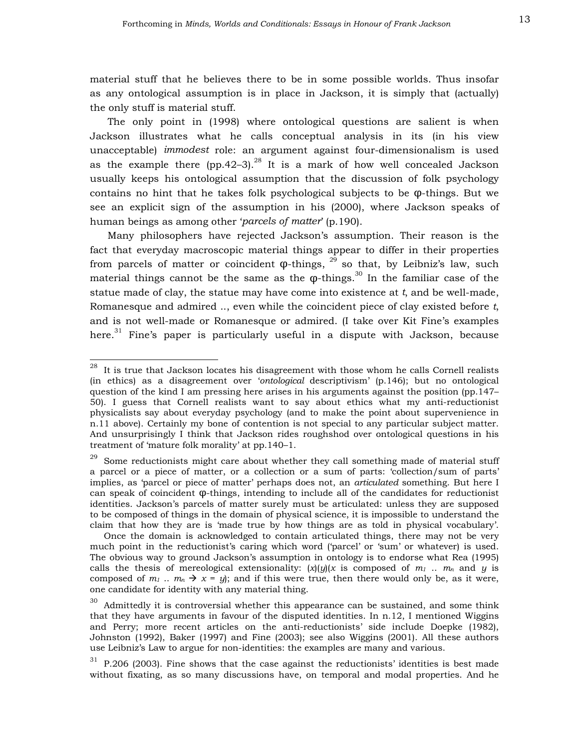material stuff that he believes there to be in some possible worlds. Thus insofar as any ontological assumption is in place in Jackson, it is simply that (actually) the only stuff is material stuff.

The only point in (1998) where ontological questions are salient is when Jackson illustrates what he calls conceptual analysis in its (in his view unacceptable) *immodest* role: an argument against four-dimensionalism is used as the example there (pp.42–3).[28] It is a mark of how well concealed Jackson usually keeps his ontological assumption that the discussion of folk psychology contains no hint that he takes folk psychological subjects to be φ-things. But we see an explicit sign of the assumption in his (2000), where Jackson speaks of human beings as among other '*parcels of matter*' (p.190).

Many philosophers have rejected Jackson's assumption. Their reason is the fact that everyday macroscopic material things appear to differ in their properties from parcels of matter or coincident φ-things, [29] so that, by Leibniz's law, such material things cannot be the same as the φ-things.[30] In the familiar case of the statue made of clay, the statue may have come into existence at *t*, and be well-made, Romanesque and admired .., even while the coincident piece of clay existed before *t*, and is not well-made or Romanesque or admired. (I take over Kit Fine's examples here.[31] Fine's paper is particularly useful in a dispute with Jackson, because

---

[28] It is true that Jackson locates his disagreement with those whom he calls Cornell realists (in ethics) as a disagreement over '*ontological* descriptivism' (p.146); but no ontological question of the kind I am pressing here arises in his arguments against the position (pp.147–50). I guess that Cornell realists want to say about ethics what my anti-reductionist physicalists say about everyday psychology (and to make the point about supervenience in n.11 above). Certainly my bone of contention is not special to any particular subject matter. And unsurprisingly I think that Jackson rides roughshod over ontological questions in his treatment of 'mature folk morality' at pp.140–1.

[29] Some reductionists might care about whether they call something made of material stuff a parcel or a piece of matter, or a collection or a sum of parts: 'collection/sum of parts' implies, as 'parcel or piece of matter' perhaps does not, an *articulated* something. But here I can speak of coincident φ-things, intending to include all of the candidates for reductionist identities. Jackson's parcels of matter surely must be articulated: unless they are supposed to be composed of things in the domain of physical science, it is impossible to understand the claim that how they are is 'made true by how things are as told in physical vocabulary'.

Once the domain is acknowledged to contain articulated things, there may not be very much point in the reductionist's caring which word ('parcel' or 'sum' or whatever) is used. The obvious way to ground Jackson's assumption in ontology is to endorse what Rea (1995) calls the thesis of mereological extensionality: $(x)(y)(x$ is composed of $m_1 \,..\, m_n$ and $y$ is composed of $m_1 \,..\, m_n \rightarrow x = y)$; and if this were true, then there would only be, as it were, one candidate for identity with any material thing.

[30] Admittedly it is controversial whether this appearance can be sustained, and some think that they have arguments in favour of the disputed identities. In n.12, I mentioned Wiggins and Perry; more recent articles on the anti-reductionists' side include Doepke (1982), Johnston (1992), Baker (1997) and Fine (2003); see also Wiggins (2001). All these authors use Leibniz's Law to argue for non-identities: the examples are many and various.

[31] P.206 (2003). Fine shows that the case against the reductionists' identities is best made without fixating, as so many discussions have, on temporal and modal properties. And he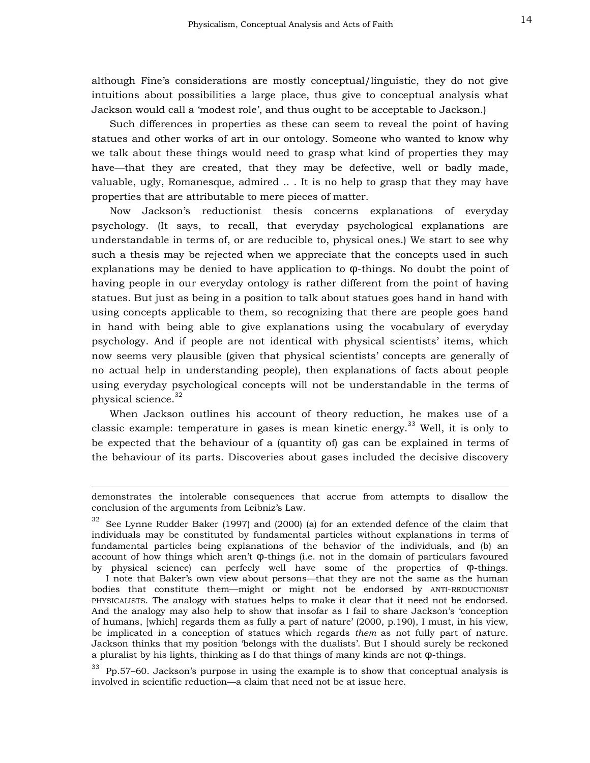although Fine's considerations are mostly conceptual/linguistic, they do not give intuitions about possibilities a large place, thus give to conceptual analysis what Jackson would call a 'modest role', and thus ought to be acceptable to Jackson.)

Such differences in properties as these can seem to reveal the point of having statues and other works of art in our ontology. Someone who wanted to know why we talk about these things would need to grasp what kind of properties they may have—that they are created, that they may be defective, well or badly made, valuable, ugly, Romanesque, admired .. . It is no help to grasp that they may have properties that are attributable to mere pieces of matter.

Now Jackson's reductionist thesis concerns explanations of everyday psychology. (It says, to recall, that everyday psychological explanations are understandable in terms of, or are reducible to, physical ones.) We start to see why such a thesis may be rejected when we appreciate that the concepts used in such explanations may be denied to have application to φ-things. No doubt the point of having people in our everyday ontology is rather different from the point of having statues. But just as being in a position to talk about statues goes hand in hand with using concepts applicable to them, so recognizing that there are people goes hand in hand with being able to give explanations using the vocabulary of everyday psychology. And if people are not identical with physical scientists' items, which now seems very plausible (given that physical scientists' concepts are generally of no actual help in understanding people), then explanations of facts about people using everyday psychological concepts will not be understandable in the terms of physical science.[32]

When Jackson outlines his account of theory reduction, he makes use of a classic example: temperature in gases is mean kinetic energy.[33] Well, it is only to be expected that the behaviour of a (quantity of) gas can be explained in terms of the behaviour of its parts. Discoveries about gases included the decisive discovery

---

demonstrates the intolerable consequences that accrue from attempts to disallow the conclusion of the arguments from Leibniz's Law.

[32] See Lynne Rudder Baker (1997) and (2000) (a) for an extended defence of the claim that individuals may be constituted by fundamental particles without explanations in terms of fundamental particles being explanations of the behavior of the individuals, and (b) an account of how things which aren't φ-things (i.e. not in the domain of particulars favoured by physical science) can perfecly well have some of the properties of φ-things.

I note that Baker's own view about persons—that they are not the same as the human bodies that constitute them—might or might not be endorsed by ANTI-REDUCTIONIST PHYSICALISTS. The analogy with statues helps to make it clear that it need not be endorsed. And the analogy may also help to show that insofar as I fail to share Jackson's 'conception of humans, [which] regards them as fully a part of nature' (2000, p.190), I must, in his view, be implicated in a conception of statues which regards *them* as not fully part of nature. Jackson thinks that my position 'belongs with the dualists'. But I should surely be reckoned a pluralist by his lights, thinking as I do that things of many kinds are not φ-things.

[33] Pp.57–60. Jackson's purpose in using the example is to show that conceptual analysis is involved in scientific reduction—a claim that need not be at issue here.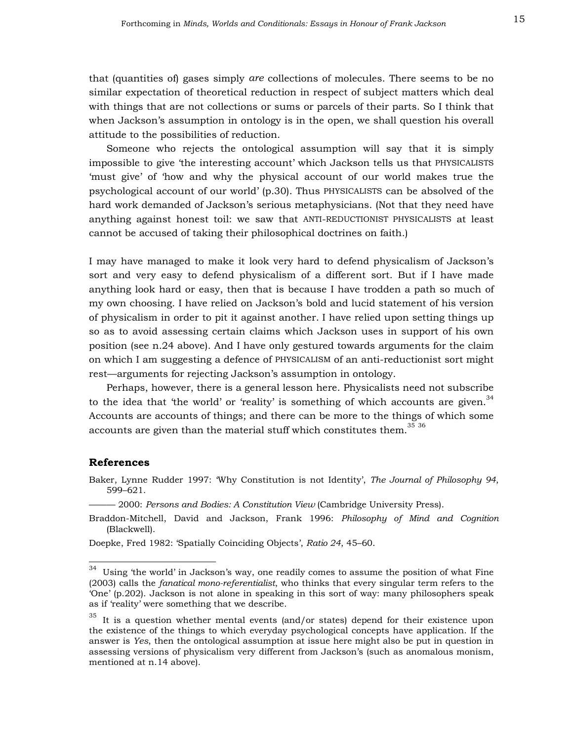that (quantities of) gases simply *are* collections of molecules. There seems to be no similar expectation of theoretical reduction in respect of subject matters which deal with things that are not collections or sums or parcels of their parts. So I think that when Jackson's assumption in ontology is in the open, we shall question his overall attitude to the possibilities of reduction.

Someone who rejects the ontological assumption will say that it is simply impossible to give 'the interesting account' which Jackson tells us that PHYSICALISTS 'must give' of 'how and why the physical account of our world makes true the psychological account of our world' (p.30). Thus PHYSICALISTS can be absolved of the hard work demanded of Jackson's serious metaphysicians. (Not that they need have anything against honest toil: we saw that ANTI-REDUCTIONIST PHYSICALISTS at least cannot be accused of taking their philosophical doctrines on faith.)

I may have managed to make it look very hard to defend physicalism of Jackson's sort and very easy to defend physicalism of a different sort. But if I have made anything look hard or easy, then that is because I have trodden a path so much of my own choosing. I have relied on Jackson's bold and lucid statement of his version of physicalism in order to pit it against another. I have relied upon setting things up so as to avoid assessing certain claims which Jackson uses in support of his own position (see n.24 above). And I have only gestured towards arguments for the claim on which I am suggesting a defence of PHYSICALISM of an anti-reductionist sort might rest—arguments for rejecting Jackson's assumption in ontology.

Perhaps, however, there is a general lesson here. Physicalists need not subscribe to the idea that 'the world' or 'reality' is something of which accounts are given.[34] Accounts are accounts of things; and there can be more to the things of which some accounts are given than the material stuff which constitutes them.[35] [36]

## References

Baker, Lynne Rudder 1997: 'Why Constitution is not Identity', *The Journal of Philosophy 94*, 599–621.

——— 2000: *Persons and Bodies: A Constitution View* (Cambridge University Press).

Braddon-Mitchell, David and Jackson, Frank 1996: *Philosophy of Mind and Cognition* (Blackwell).

Doepke, Fred 1982: 'Spatially Coinciding Objects', *Ratio 24*, 45–60.

---

[34] Using 'the world' in Jackson's way, one readily comes to assume the position of what Fine (2003) calls the *fanatical mono-referentialist*, who thinks that every singular term refers to the 'One' (p.202). Jackson is not alone in speaking in this sort of way: many philosophers speak as if 'reality' were something that we describe.

[35] It is a question whether mental events (and/or states) depend for their existence upon the existence of the things to which everyday psychological concepts have application. If the answer is *Yes*, then the ontological assumption at issue here might also be put in question in assessing versions of physicalism very different from Jackson's (such as anomalous monism, mentioned at n.14 above).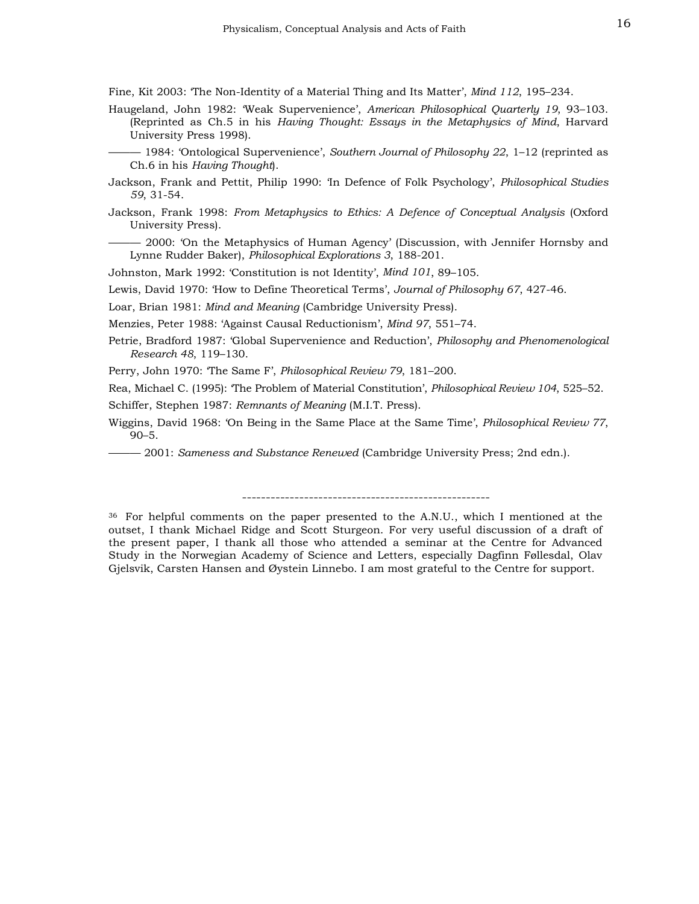Fine, Kit 2003: 'The Non-Identity of a Material Thing and Its Matter', *Mind 112*, 195–234.

Haugeland, John 1982: 'Weak Supervenience', *American Philosophical Quarterly 19*, 93–103. (Reprinted as Ch.5 in his *Having Thought: Essays in the Metaphysics of Mind*, Harvard University Press 1998).

——— 1984: 'Ontological Supervenience', *Southern Journal of Philosophy 22*, 1–12 (reprinted as Ch.6 in his *Having Thought*).

Jackson, Frank and Pettit, Philip 1990: 'In Defence of Folk Psychology', *Philosophical Studies 59*, 31-54.

Jackson, Frank 1998: *From Metaphysics to Ethics: A Defence of Conceptual Analysis* (Oxford University Press).

——— 2000: 'On the Metaphysics of Human Agency' (Discussion, with Jennifer Hornsby and Lynne Rudder Baker), *Philosophical Explorations 3*, 188-201.

Johnston, Mark 1992: 'Constitution is not Identity', *Mind 101*, 89–105.

Lewis, David 1970: 'How to Define Theoretical Terms', *Journal of Philosophy 67*, 427-46.

Loar, Brian 1981: *Mind and Meaning* (Cambridge University Press).

Menzies, Peter 1988: 'Against Causal Reductionism', *Mind 97*, 551–74.

Petrie, Bradford 1987: 'Global Supervenience and Reduction', *Philosophy and Phenomenological Research 48*, 119–130.

Perry, John 1970: 'The Same F', *Philosophical Review 79*, 181–200.

Rea, Michael C. (1995): 'The Problem of Material Constitution', *Philosophical Review 104*, 525–52.

Schiffer, Stephen 1987: *Remnants of Meaning* (M.I.T. Press).

Wiggins, David 1968: 'On Being in the Same Place at the Same Time', *Philosophical Review 77*, 90–5.

——— 2001: *Sameness and Substance Renewed* (Cambridge University Press; 2nd edn.).

---

[36] For helpful comments on the paper presented to the A.N.U., which I mentioned at the outset, I thank Michael Ridge and Scott Sturgeon. For very useful discussion of a draft of the present paper, I thank all those who attended a seminar at the Centre for Advanced Study in the Norwegian Academy of Science and Letters, especially Dagfinn Føllesdal, Olav Gjelsvik, Carsten Hansen and Øystein Linnebo. I am most grateful to the Centre for support.